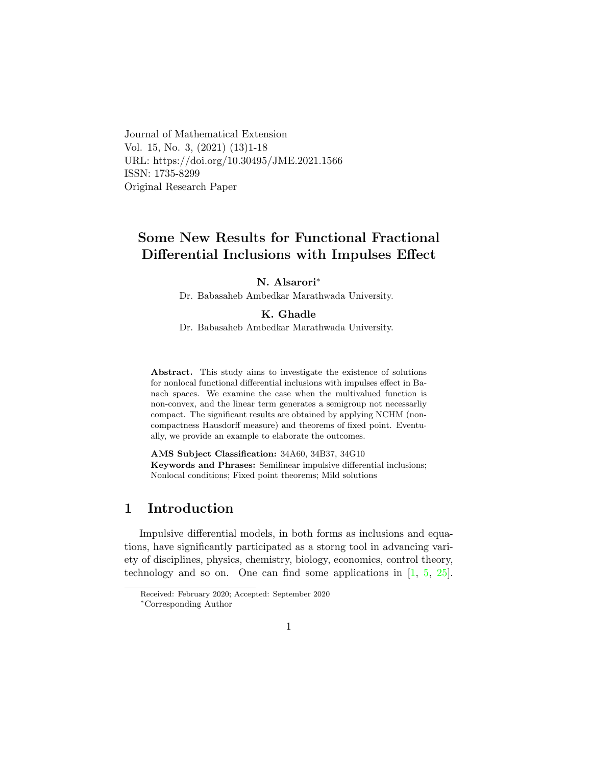Journal of Mathematical Extension
Vol. 15, No. 3, (2021) (13)1-18
URL: https://doi.org/10.30495/JME.2021.1566
ISSN: 1735-8299
Original Research Paper

# Some New Results for Functional Fractional Differential Inclusions with Impulses Effect

**N. Alsarori***
Dr. Babasaheb Ambedkar Marathwada University.

**K. Ghadle**
Dr. Babasaheb Ambedkar Marathwada University.

**Abstract.** This study aims to investigate the existence of solutions for nonlocal functional differential inclusions with impulses effect in Banach spaces. We examine the case when the multivalued function is non-convex, and the linear term generates a semigroup not necessarliy compact. The significant results are obtained by applying NCHM (non-compactness Hausdorff measure) and theorems of fixed point. Eventually, we provide an example to elaborate the outcomes.

**AMS Subject Classification:** 34A60, 34B37, 34G10
**Keywords and Phrases:** Semilinear impulsive differential inclusions; Nonlocal conditions; Fixed point theorems; Mild solutions

## 1 Introduction

Impulsive differential models, in both forms as inclusions and equations, have significantly participated as a storng tool in advancing variety of disciplines, physics, chemistry, biology, economics, control theory, technology and so on. One can find some applications in [1, 5, 25].

Received: February 2020; Accepted: September 2020
*Corresponding Author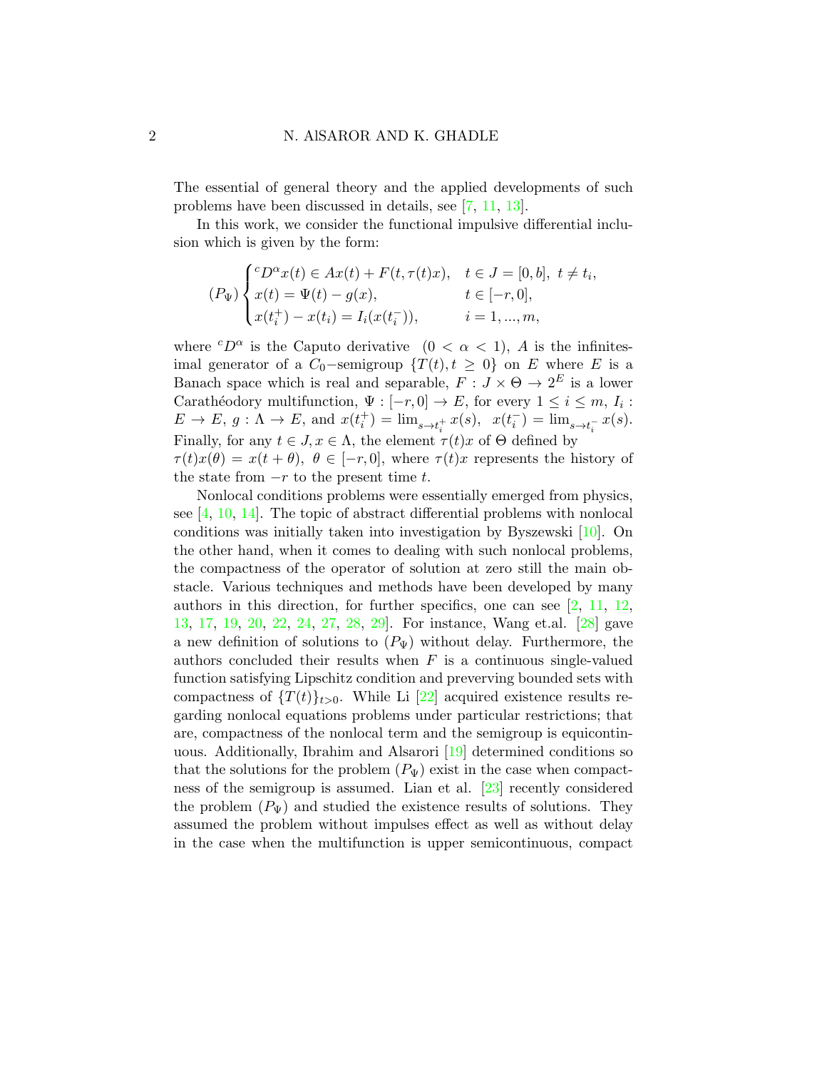The essential of general theory and the applied developments of such problems have been discussed in details, see [7, 11, 13].

In this work, we consider the functional impulsive differential inclusion which is given by the form:

$$(P_\Psi)\begin{cases} {}^cD^\alpha x(t) \in Ax(t) + F(t,\tau(t)x), & t\in J=[0,b],\ t\neq t_i,\\ x(t)=\Psi(t)-g(x), & t\in[-r,0],\\ x(t_i^+)-x(t_i)=I_i(x(t_i^-)), & i=1,...,m,\end{cases}$$

where ${}^cD^\alpha$ is the Caputo derivative $(0<\alpha<1)$, $A$ is the infinitesimal generator of a $C_0$−semigroup $\{T(t), t\geq 0\}$ on $E$ where $E$ is a Banach space which is real and separable, $F: J\times\Theta\to 2^E$ is a lower Carathéodory multifunction, $\Psi:[-r,0]\to E$, for every $1\leq i\leq m$, $I_i: E\to E$, $g:\Lambda\to E$, and $x(t_i^+)=\lim_{s\to t_i^+} x(s)$, $x(t_i^-)=\lim_{s\to t_i^-} x(s)$. Finally, for any $t\in J, x\in\Lambda$, the element $\tau(t)x$ of $\Theta$ defined by $\tau(t)x(\theta)=x(t+\theta),\ \theta\in[-r,0]$, where $\tau(t)x$ represents the history of the state from $-r$ to the present time $t$.

Nonlocal conditions problems were essentially emerged from physics, see [4, 10, 14]. The topic of abstract differential problems with nonlocal conditions was initially taken into investigation by Byszewski [10]. On the other hand, when it comes to dealing with such nonlocal problems, the compactness of the operator of solution at zero still the main obstacle. Various techniques and methods have been developed by many authors in this direction, for further specifics, one can see [2, 11, 12, 13, 17, 19, 20, 22, 24, 27, 28, 29]. For instance, Wang et.al. [28] gave a new definition of solutions to $(P_\Psi)$ without delay. Furthermore, the authors concluded their results when $F$ is a continuous single-valued function satisfying Lipschitz condition and preverving bounded sets with compactness of $\{T(t)\}_{t>0}$. While Li [22] acquired existence results regarding nonlocal equations problems under particular restrictions; that are, compactness of the nonlocal term and the semigroup is equicontinuous. Additionally, Ibrahim and Alsarori [19] determined conditions so that the solutions for the problem $(P_\Psi)$ exist in the case when compactness of the semigroup is assumed. Lian et al. [23] recently considered the problem $(P_\Psi)$ and studied the existence results of solutions. They assumed the problem without impulses effect as well as without delay in the case when the multifunction is upper semicontinuous, compact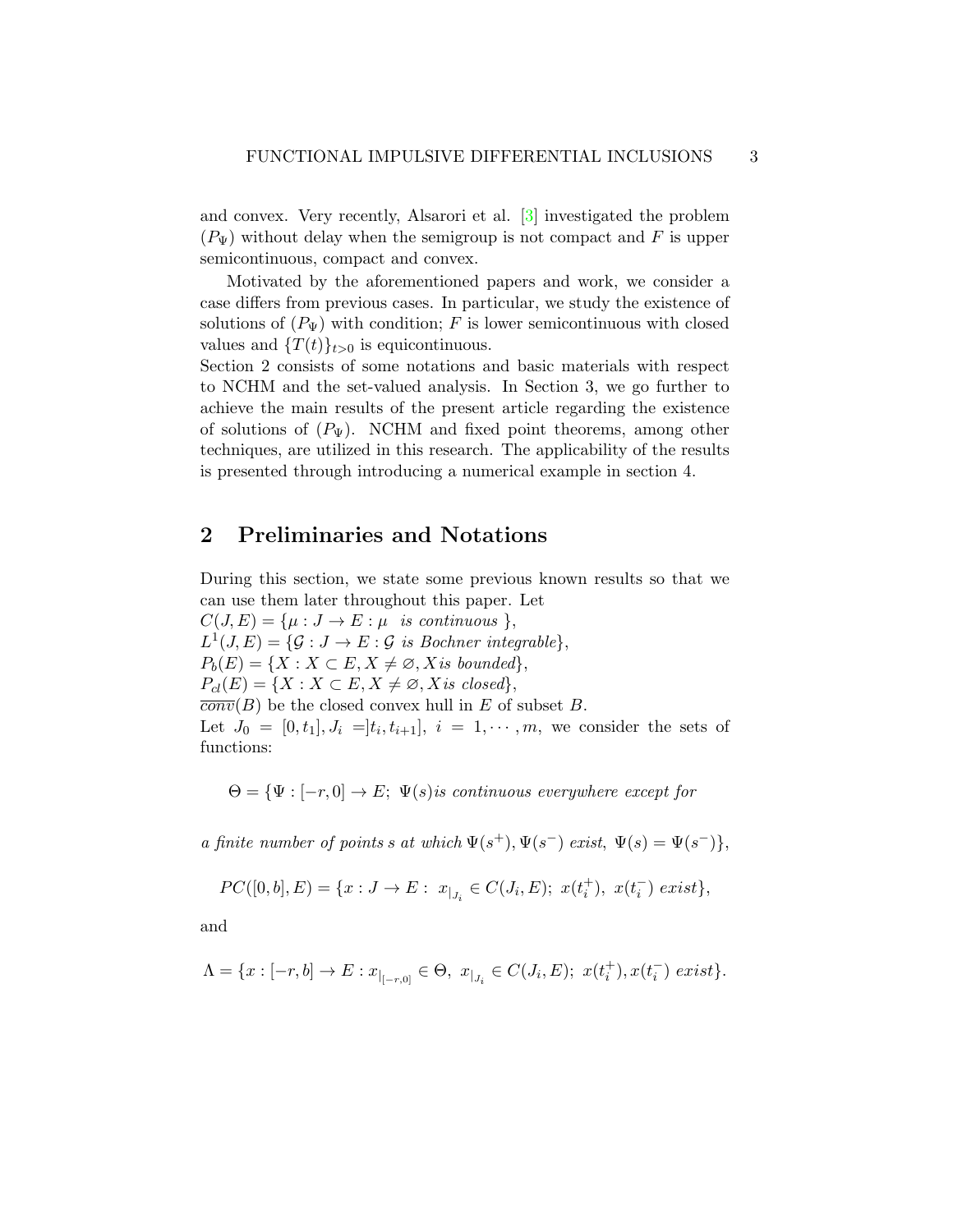and convex. Very recently, Alsarori et al. [3] investigated the problem $(P_\Psi)$ without delay when the semigroup is not compact and $F$ is upper semicontinuous, compact and convex.

Motivated by the aforementioned papers and work, we consider a case differs from previous cases. In particular, we study the existence of solutions of $(P_\Psi)$ with condition; $F$ is lower semicontinuous with closed values and $\{T(t)\}_{t>0}$ is equicontinuous.
Section 2 consists of some notations and basic materials with respect to NCHM and the set-valued analysis. In Section 3, we go further to achieve the main results of the present article regarding the existence of solutions of $(P_\Psi)$. NCHM and fixed point theorems, among other techniques, are utilized in this research. The applicability of the results is presented through introducing a numerical example in section 4.

## 2 Preliminaries and Notations

During this section, we state some previous known results so that we can use them later throughout this paper. Let
$C(J,E) = \{\mu : J \to E : \mu \ \ \textit{is continuous} \ \}$,
$L^1(J,E) = \{\mathcal{G} : J \to E : \mathcal{G} \ \textit{is Bochner integrable}\}$,
$P_b(E) = \{X : X \subset E, X \neq \varnothing, X \, \textit{is bounded}\}$,
$P_{cl}(E) = \{X : X \subset E, X \neq \varnothing, X \, \textit{is closed}\}$,
$\overline{conv}(B)$ be the closed convex hull in $E$ of subset $B$.
Let $J_0 = [0,t_1], J_i = ]t_i, t_{i+1}], \ i = 1, \cdots, m$, we consider the sets of functions:

$$\Theta = \{\Psi : [-r,0] \to E; \ \Psi(s) \textit{is continuous everywhere except for}$$

$$\textit{a finite number of points} \, s \, \textit{at which} \, \Psi(s^+), \Psi(s^-) \ \textit{exist}, \ \Psi(s) = \Psi(s^-)\},$$

$$PC([0,b],E) = \{x : J \to E : \ x_{|_{J_i}} \in C(J_i,E); \ x(t_i^+), \ x(t_i^-) \ \textit{exist}\},$$

and

$$\Lambda = \{x : [-r,b] \to E : x_{|_{[-r,0]}} \in \Theta, \ x_{|_{J_i}} \in C(J_i,E); \ x(t_i^+), x(t_i^-) \ \textit{exist}\}.$$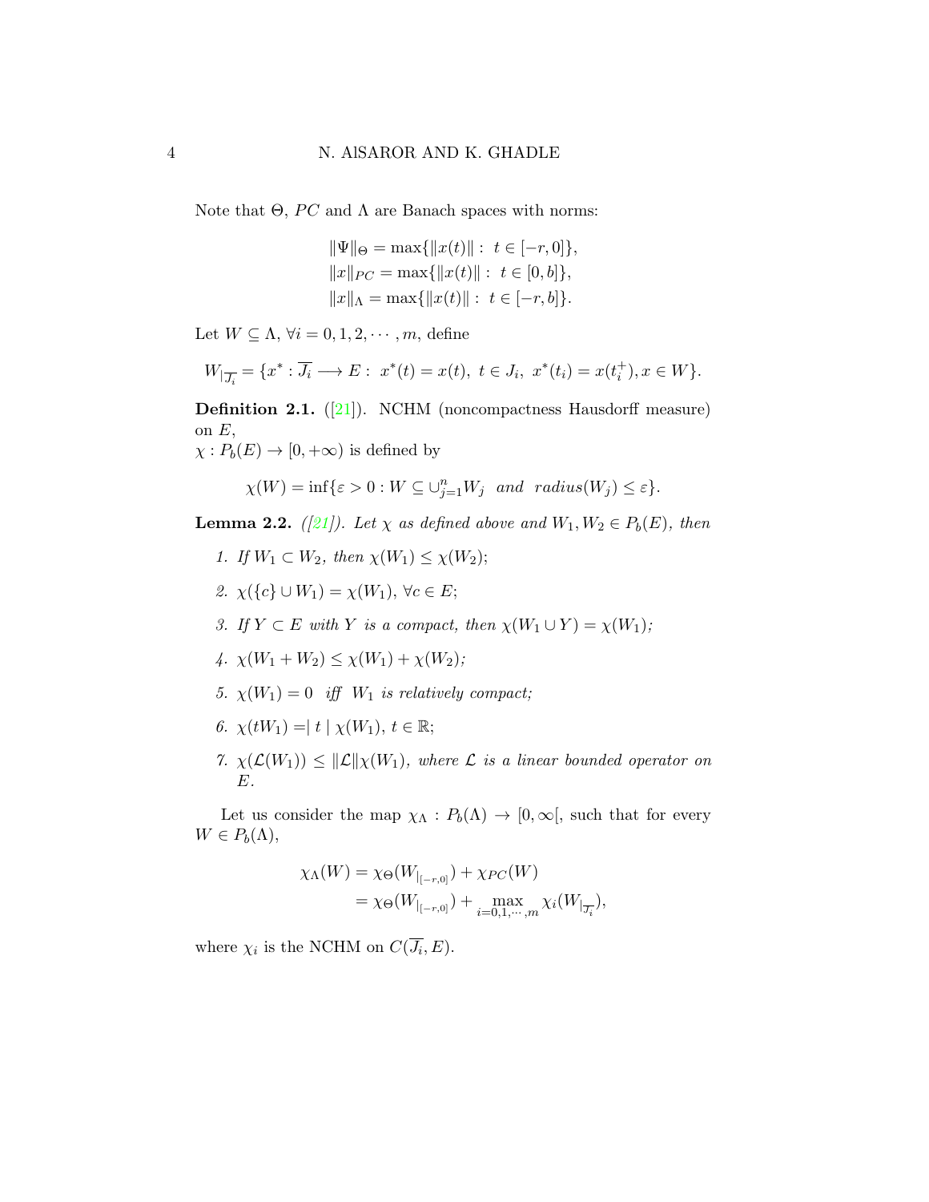Note that $\Theta$, $PC$ and $\Lambda$ are Banach spaces with norms:

$$
\begin{aligned}
\|\Psi\|_{\Theta} &= \max\{\|x(t)\| : \ t \in [-r,0]\},\\
\|x\|_{PC} &= \max\{\|x(t)\| : \ t \in [0,b]\},\\
\|x\|_{\Lambda} &= \max\{\|x(t)\| : \ t \in [-r,b]\}.
\end{aligned}
$$

Let $W \subseteq \Lambda$, $\forall i = 0,1,2,\cdots,m$, define

$$
W_{|\overline{J_i}} = \{x^* : \overline{J_i} \longrightarrow E : \ x^*(t) = x(t), \ t \in J_i, \ x^*(t_i) = x(t_i^+), x \in W\}.
$$

**Definition 2.1.** ([21]). NCHM (noncompactness Hausdorff measure) on $E$,
$\chi : P_b(E) \to [0,+\infty)$ is defined by

$$
\chi(W) = \inf\{\varepsilon > 0 : W \subseteq \cup_{j=1}^{n} W_j \ \ and \ \ radius(W_j) \leq \varepsilon\}.
$$

**Lemma 2.2.** *([21]). Let $\chi$ as defined above and $W_1, W_2 \in P_b(E)$, then*

1. *If $W_1 \subset W_2$, then $\chi(W_1) \leq \chi(W_2)$;*
2. *$\chi(\{c\} \cup W_1) = \chi(W_1)$, $\forall c \in E$;*
3. *If $Y \subset E$ with $Y$ is a compact, then $\chi(W_1 \cup Y) = \chi(W_1)$;*
4. *$\chi(W_1 + W_2) \leq \chi(W_1) + \chi(W_2)$;*
5. *$\chi(W_1) = 0$ iff $W_1$ is relatively compact;*
6. *$\chi(tW_1) = \mid t \mid \chi(W_1)$, $t \in \mathbb{R}$;*
7. *$\chi(\mathcal{L}(W_1)) \leq \|\mathcal{L}\|\chi(W_1)$, where $\mathcal{L}$ is a linear bounded operator on $E$.*

Let us consider the map $\chi_{\Lambda} : P_b(\Lambda) \to [0,\infty[$, such that for every $W \in P_b(\Lambda)$,

$$
\begin{aligned}
\chi_{\Lambda}(W) &= \chi_{\Theta}(W_{|_{[-r,0]}}) + \chi_{PC}(W)\\
&= \chi_{\Theta}(W_{|_{[-r,0]}}) + \max_{i=0,1,\cdots,m} \chi_i(W_{|\overline{J_i}}),
\end{aligned}
$$

where $\chi_i$ is the NCHM on $C(\overline{J_i}, E)$.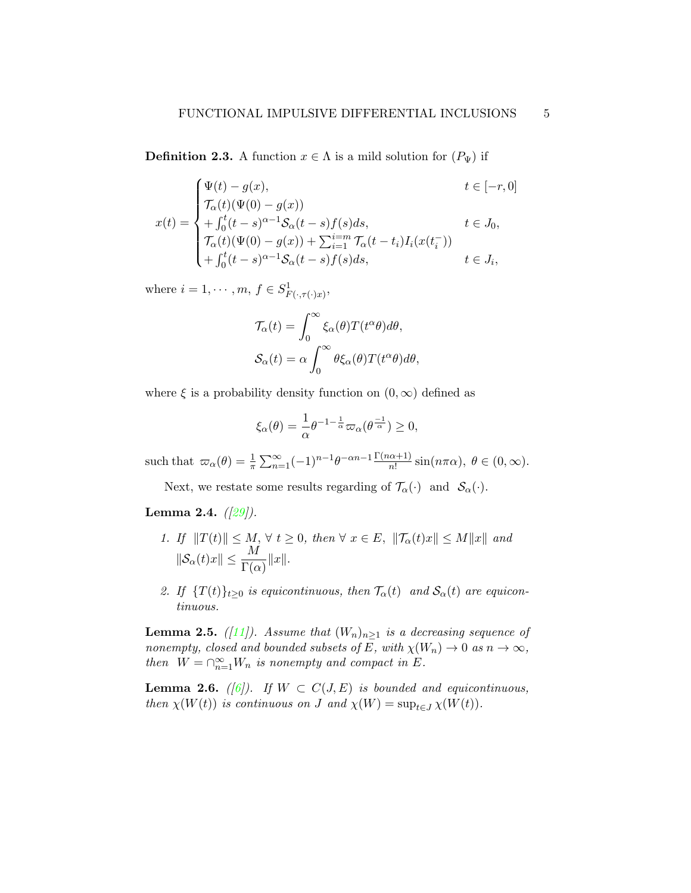**Definition 2.3.** A function $x \in \Lambda$ is a mild solution for $(P_\Psi)$ if

$$
x(t) = \begin{cases} \Psi(t) - g(x), & t \in [-r, 0] \\ \mathcal{T}_\alpha(t)(\Psi(0) - g(x)) \\ + \int_0^t (t-s)^{\alpha-1} \mathcal{S}_\alpha(t-s) f(s) ds, & t \in J_0, \\ \mathcal{T}_\alpha(t)(\Psi(0) - g(x)) + \sum_{i=1}^{i=m} \mathcal{T}_\alpha(t - t_i) I_i(x(t_i^-)) \\ + \int_0^t (t-s)^{\alpha-1} \mathcal{S}_\alpha(t-s) f(s) ds, & t \in J_i, \end{cases}
$$

where $i = 1, \cdots, m$, $f \in S^1_{F(\cdot, \tau(\cdot)x)}$,

$$
\mathcal{T}_\alpha(t) = \int_0^\infty \xi_\alpha(\theta) T(t^\alpha \theta) d\theta,
$$

$$
\mathcal{S}_\alpha(t) = \alpha \int_0^\infty \theta \xi_\alpha(\theta) T(t^\alpha \theta) d\theta,
$$

where $\xi$ is a probability density function on $(0, \infty)$ defined as

$$
\xi_\alpha(\theta) = \frac{1}{\alpha} \theta^{-1 - \frac{1}{\alpha}} \varpi_\alpha(\theta^{\frac{-1}{\alpha}}) \geq 0,
$$

such that $\varpi_\alpha(\theta) = \frac{1}{\pi} \sum_{n=1}^\infty (-1)^{n-1} \theta^{-\alpha n - 1} \frac{\Gamma(n\alpha + 1)}{n!} \sin(n\pi\alpha)$, $\theta \in (0, \infty)$.

Next, we restate some results regarding of $\mathcal{T}_\alpha(\cdot)$ and $\mathcal{S}_\alpha(\cdot)$.

**Lemma 2.4.** *([29]).*

1. *If* $\|T(t)\| \leq M$, $\forall\, t \geq 0$, *then* $\forall\, x \in E$, $\|\mathcal{T}_\alpha(t)x\| \leq M\|x\|$ *and* $\|\mathcal{S}_\alpha(t)x\| \leq \dfrac{M}{\Gamma(\alpha)}\|x\|$.
2. *If* $\{T(t)\}_{t \geq 0}$ *is equicontinuous, then* $\mathcal{T}_\alpha(t)$ *and* $\mathcal{S}_\alpha(t)$ *are equicontinuous.*

**Lemma 2.5.** *([11]). Assume that* $(W_n)_{n \geq 1}$ *is a decreasing sequence of nonempty, closed and bounded subsets of* $E$, *with* $\chi(W_n) \to 0$ *as* $n \to \infty$, *then* $W = \cap_{n=1}^\infty W_n$ *is nonempty and compact in* $E$.

**Lemma 2.6.** *([6]). If* $W \subset C(J, E)$ *is bounded and equicontinuous, then* $\chi(W(t))$ *is continuous on* $J$ *and* $\chi(W) = \sup_{t \in J} \chi(W(t))$.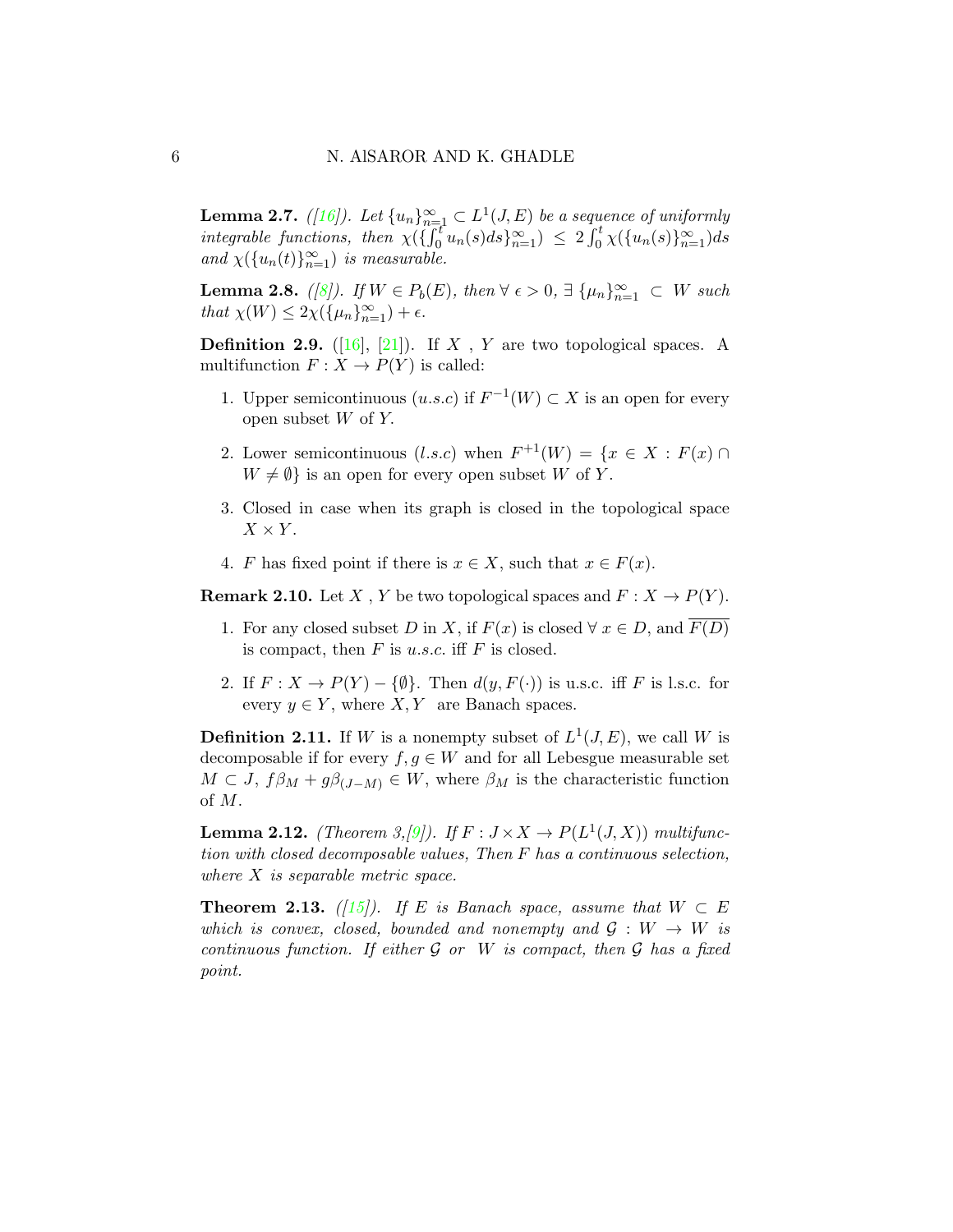**Lemma 2.7.** *([16]). Let $\{u_n\}_{n=1}^{\infty} \subset L^1(J, E)$ be a sequence of uniformly integrable functions, then $\chi(\{\int_0^t u_n(s)ds\}_{n=1}^{\infty}) \leq 2\int_0^t \chi(\{u_n(s)\}_{n=1}^{\infty})ds$ and $\chi(\{u_n(t)\}_{n=1}^{\infty})$ is measurable.*

**Lemma 2.8.** *([8]). If $W \in P_b(E)$, then $\forall\ \epsilon > 0$, $\exists\ \{\mu_n\}_{n=1}^{\infty} \subset W$ such that $\chi(W) \leq 2\chi(\{\mu_n\}_{n=1}^{\infty}) + \epsilon$.*

**Definition 2.9.** ([16], [21]). If $X$ , $Y$ are two topological spaces. A multifunction $F : X \to P(Y)$ is called:

1. Upper semicontinuous ($u.s.c$) if $F^{-1}(W) \subset X$ is an open for every open subset $W$ of $Y$.
2. Lower semicontinuous ($l.s.c$) when $F^{+1}(W) = \{x \in X : F(x) \cap W \neq \emptyset\}$ is an open for every open subset $W$ of $Y$.
3. Closed in case when its graph is closed in the topological space $X \times Y$.
4. $F$ has fixed point if there is $x \in X$, such that $x \in F(x)$.

**Remark 2.10.** Let $X$ , $Y$ be two topological spaces and $F : X \to P(Y)$.

1. For any closed subset $D$ in $X$, if $F(x)$ is closed $\forall\ x \in D$, and $\overline{F(D)}$ is compact, then $F$ is $u.s.c.$ iff $F$ is closed.
2. If $F : X \to P(Y) - \{\emptyset\}$. Then $d(y, F(\cdot))$ is u.s.c. iff $F$ is l.s.c. for every $y \in Y$, where $X, Y$ are Banach spaces.

**Definition 2.11.** If $W$ is a nonempty subset of $L^1(J, E)$, we call $W$ is decomposable if for every $f, g \in W$ and for all Lebesgue measurable set $M \subset J$, $f\beta_M + g\beta_{(J-M)} \in W$, where $\beta_M$ is the characteristic function of $M$.

**Lemma 2.12.** *(Theorem 3,[9]). If $F : J \times X \to P(L^1(J, X))$ multifunction with closed decomposable values, Then $F$ has a continuous selection, where $X$ is separable metric space.*

**Theorem 2.13.** *([15]). If $E$ is Banach space, assume that $W \subset E$ which is convex, closed, bounded and nonempty and $\mathcal{G} : W \to W$ is continuous function. If either $\mathcal{G}$ or $W$ is compact, then $\mathcal{G}$ has a fixed point.*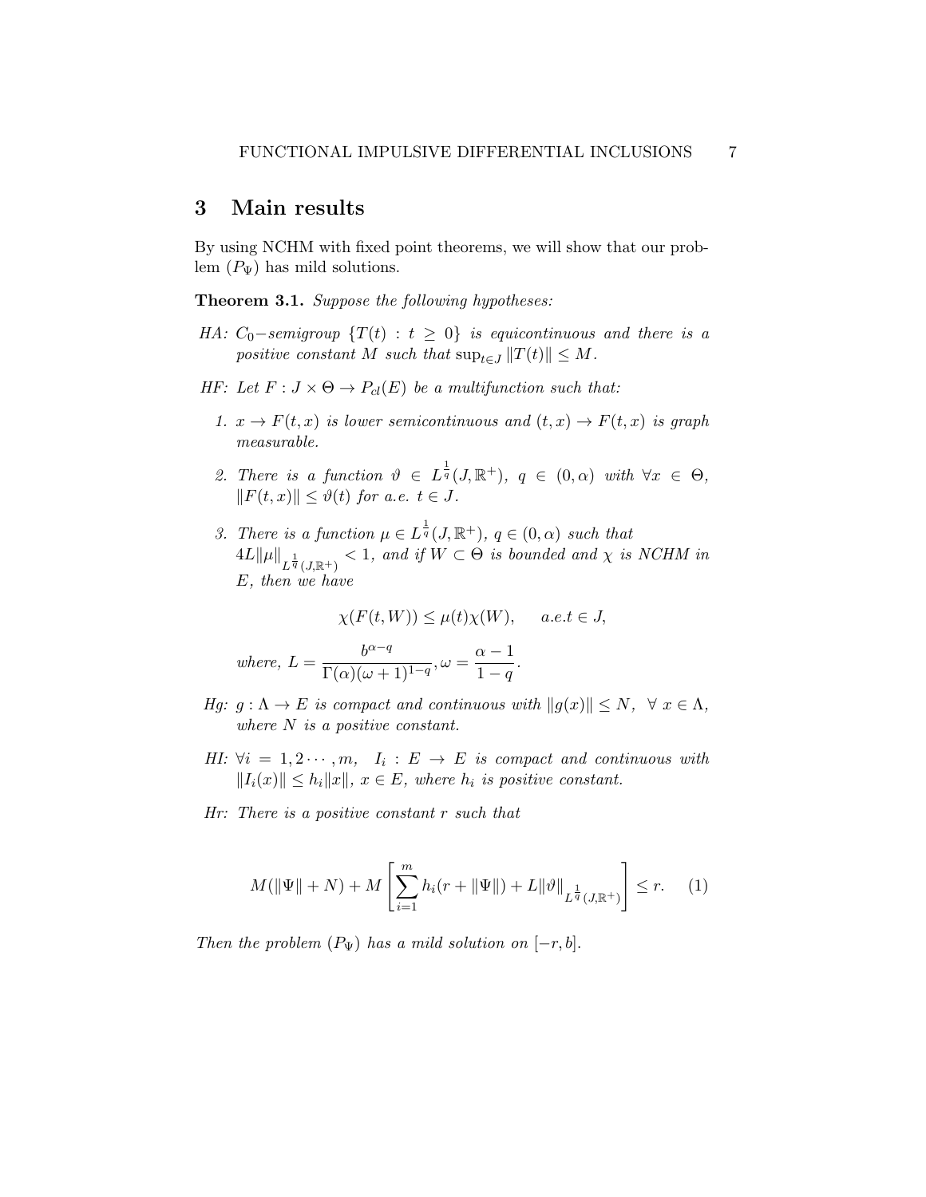## 3 Main results

By using NCHM with fixed point theorems, we will show that our problem $(P_\Psi)$ has mild solutions.

**Theorem 3.1.** *Suppose the following hypotheses:*

*HA:* $C_0-$*semigroup* $\{T(t) : t \geq 0\}$ *is equicontinuous and there is a positive constant* $M$ *such that* $\sup_{t\in J} \|T(t)\| \leq M$.

*HF: Let* $F : J \times \Theta \to P_{cl}(E)$ *be a multifunction such that:*

1. $x \to F(t,x)$ *is lower semicontinuous and* $(t,x) \to F(t,x)$ *is graph measurable.*

2. *There is a function* $\vartheta \in L^{\frac{1}{q}}(J,\mathbb{R}^+)$, $q \in (0,\alpha)$ *with* $\forall x \in \Theta$, $\|F(t,x)\| \leq \vartheta(t)$ *for a.e.* $t \in J$.

3. *There is a function* $\mu \in L^{\frac{1}{q}}(J,\mathbb{R}^+)$, $q \in (0,\alpha)$ *such that* $4L\|\mu\|_{L^{\frac{1}{q}}(J,\mathbb{R}^+)} < 1$, *and if* $W \subset \Theta$ *is bounded and* $\chi$ *is NCHM in* $E$, *then we have*

$$\chi(F(t,W)) \leq \mu(t)\chi(W), \qquad a.e. t \in J,$$

*where,* $L = \dfrac{b^{\alpha-q}}{\Gamma(\alpha)(\omega+1)^{1-q}}, \omega = \dfrac{\alpha-1}{1-q}$.

*Hg:* $g : \Lambda \to E$ *is compact and continuous with* $\|g(x)\| \leq N, \ \forall\, x \in \Lambda$, *where* $N$ *is a positive constant.*

*HI:* $\forall i = 1,2\cdots,m, \ \ I_i : E \to E$ *is compact and continuous with* $\|I_i(x)\| \leq h_i\|x\|$, $x \in E$, *where* $h_i$ *is positive constant.*

*Hr: There is a positive constant* $r$ *such that*

$$M(\|\Psi\| + N) + M\left[\sum_{i=1}^{m} h_i(r + \|\Psi\|) + L\|\vartheta\|_{L^{\frac{1}{q}}(J,\mathbb{R}^+)}\right] \leq r. \tag{1}$$

*Then the problem* $(P_\Psi)$ *has a mild solution on* $[-r,b]$.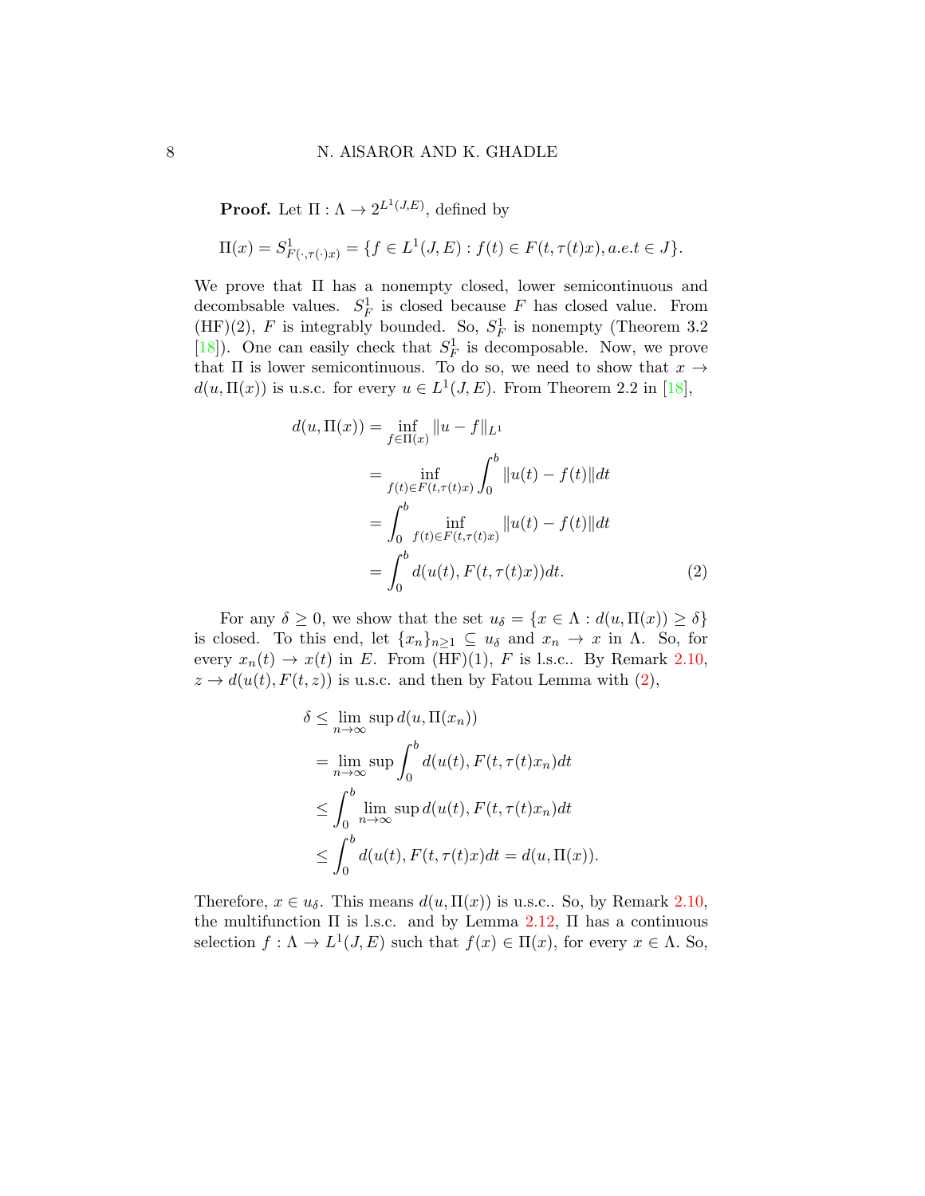**Proof.** Let $\Pi : \Lambda \to 2^{L^1(J,E)}$, defined by

$$\Pi(x) = S^1_{F(\cdot,\tau(\cdot)x)} = \{f \in L^1(J,E) : f(t) \in F(t, \tau(t)x), a.e.t \in J\}.$$

We prove that $\Pi$ has a nonempty closed, lower semicontinuous and decombsable values. $S^1_F$ is closed because $F$ has closed value. From (HF)(2), $F$ is integrably bounded. So, $S^1_F$ is nonempty (Theorem 3.2 [18]). One can easily check that $S^1_F$ is decomposable. Now, we prove that $\Pi$ is lower semicontinuous. To do so, we need to show that $x \to d(u, \Pi(x))$ is u.s.c. for every $u \in L^1(J,E)$. From Theorem 2.2 in [18],

$$\begin{aligned}
d(u, \Pi(x)) &= \inf_{f \in \Pi(x)} \|u - f\|_{L^1} \\
&= \inf_{f(t) \in F(t,\tau(t)x)} \int_0^b \|u(t) - f(t)\| dt \\
&= \int_0^b \inf_{f(t) \in F(t,\tau(t)x)} \|u(t) - f(t)\| dt \\
&= \int_0^b d(u(t), F(t, \tau(t)x)) dt. \qquad (2)
\end{aligned}$$

For any $\delta \geq 0$, we show that the set $u_\delta = \{x \in \Lambda : d(u, \Pi(x)) \geq \delta\}$ is closed. To this end, let $\{x_n\}_{n \geq 1} \subseteq u_\delta$ and $x_n \to x$ in $\Lambda$. So, for every $x_n(t) \to x(t)$ in $E$. From (HF)(1), $F$ is l.s.c.. By Remark 2.10, $z \to d(u(t), F(t,z))$ is u.s.c. and then by Fatou Lemma with (2),

$$\begin{aligned}
\delta &\leq \lim_{n\to\infty} \sup d(u, \Pi(x_n)) \\
&= \lim_{n\to\infty} \sup \int_0^b d(u(t), F(t, \tau(t)x_n) dt \\
&\leq \int_0^b \lim_{n\to\infty} \sup d(u(t), F(t, \tau(t)x_n) dt \\
&\leq \int_0^b d(u(t), F(t, \tau(t)x) dt = d(u, \Pi(x)).
\end{aligned}$$

Therefore, $x \in u_\delta$. This means $d(u, \Pi(x))$ is u.s.c.. So, by Remark 2.10, the multifunction $\Pi$ is l.s.c. and by Lemma 2.12, $\Pi$ has a continuous selection $f : \Lambda \to L^1(J,E)$ such that $f(x) \in \Pi(x)$, for every $x \in \Lambda$. So,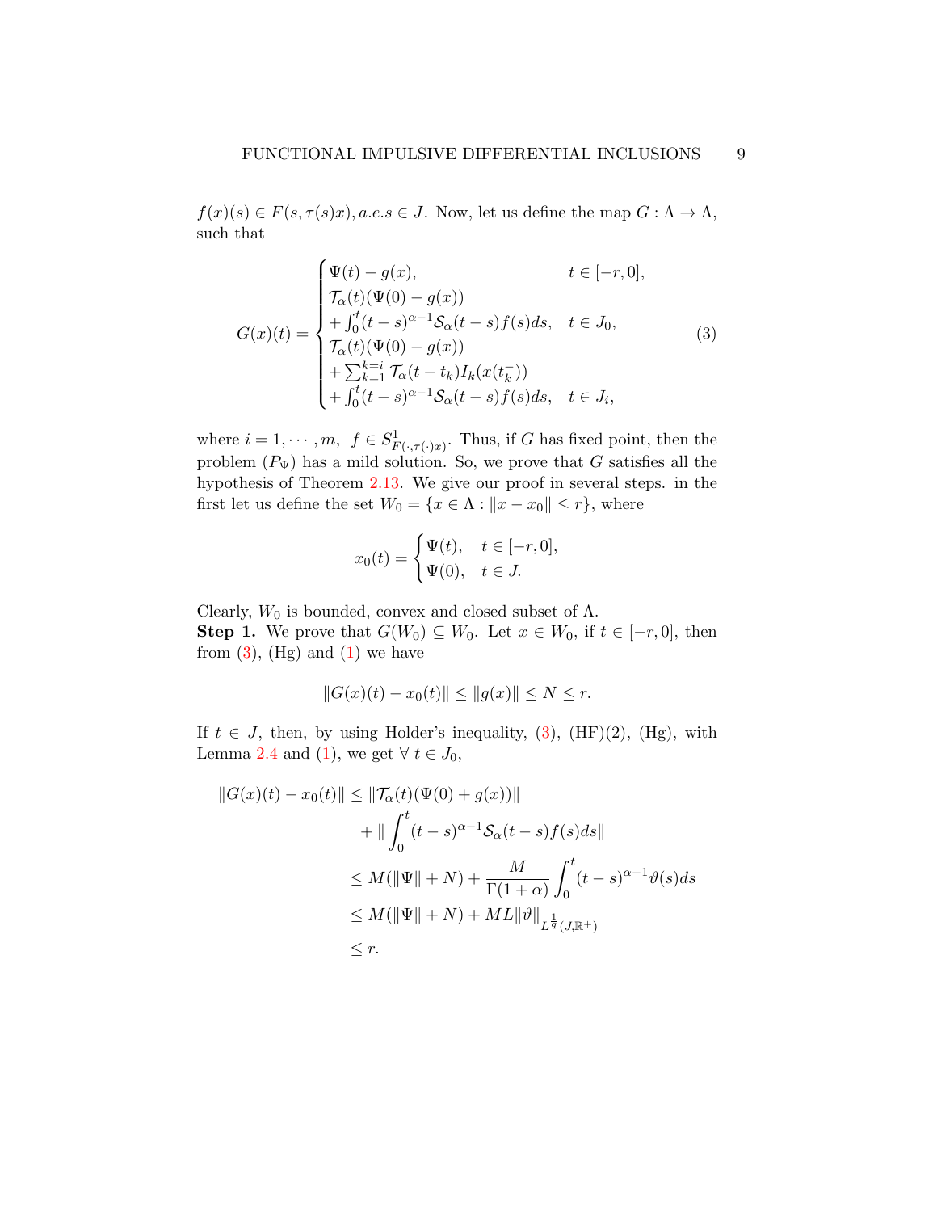$f(x)(s) \in F(s, \tau(s)x), a.e. s \in J$. Now, let us define the map $G : \Lambda \to \Lambda$, such that

$$
G(x)(t) = \begin{cases} \Psi(t) - g(x), & t \in [-r, 0], \\ \mathcal{T}_\alpha(t)(\Psi(0) - g(x)) \\ + \int_0^t (t-s)^{\alpha-1} \mathcal{S}_\alpha(t-s) f(s) ds, & t \in J_0, \\ \mathcal{T}_\alpha(t)(\Psi(0) - g(x)) \\ + \sum_{k=1}^{k=i} \mathcal{T}_\alpha(t - t_k) I_k(x(t_k^-)) \\ + \int_0^t (t-s)^{\alpha-1} \mathcal{S}_\alpha(t-s) f(s) ds, & t \in J_i, \end{cases} \tag{3}
$$

where $i = 1, \cdots, m$, $f \in S^1_{F(\cdot, \tau(\cdot)x)}$. Thus, if $G$ has fixed point, then the problem $(P_\Psi)$ has a mild solution. So, we prove that $G$ satisfies all the hypothesis of Theorem 2.13. We give our proof in several steps. in the first let us define the set $W_0 = \{x \in \Lambda : \|x - x_0\| \leq r\}$, where

$$
x_0(t) = \begin{cases} \Psi(t), & t \in [-r, 0], \\ \Psi(0), & t \in J. \end{cases}
$$

Clearly, $W_0$ is bounded, convex and closed subset of $\Lambda$.

**Step 1.** We prove that $G(W_0) \subseteq W_0$. Let $x \in W_0$, if $t \in [-r, 0]$, then from (3), (Hg) and (1) we have

$$
\|G(x)(t) - x_0(t)\| \leq \|g(x)\| \leq N \leq r.
$$

If $t \in J$, then, by using Holder's inequality, (3), (HF)(2), (Hg), with Lemma 2.4 and (1), we get $\forall\ t \in J_0$,

$$
\begin{aligned}
\|G(x)(t) - x_0(t)\| &\leq \|\mathcal{T}_\alpha(t)(\Psi(0) + g(x))\| \\
&\quad + \| \int_0^t (t-s)^{\alpha-1} \mathcal{S}_\alpha(t-s) f(s) ds \| \\
&\leq M(\|\Psi\| + N) + \frac{M}{\Gamma(1+\alpha)} \int_0^t (t-s)^{\alpha-1} \vartheta(s) ds \\
&\leq M(\|\Psi\| + N) + ML\|\vartheta\|_{L^{\frac{1}{q}}(J, \mathbb{R}^+)} \\
&\leq r.
\end{aligned}
$$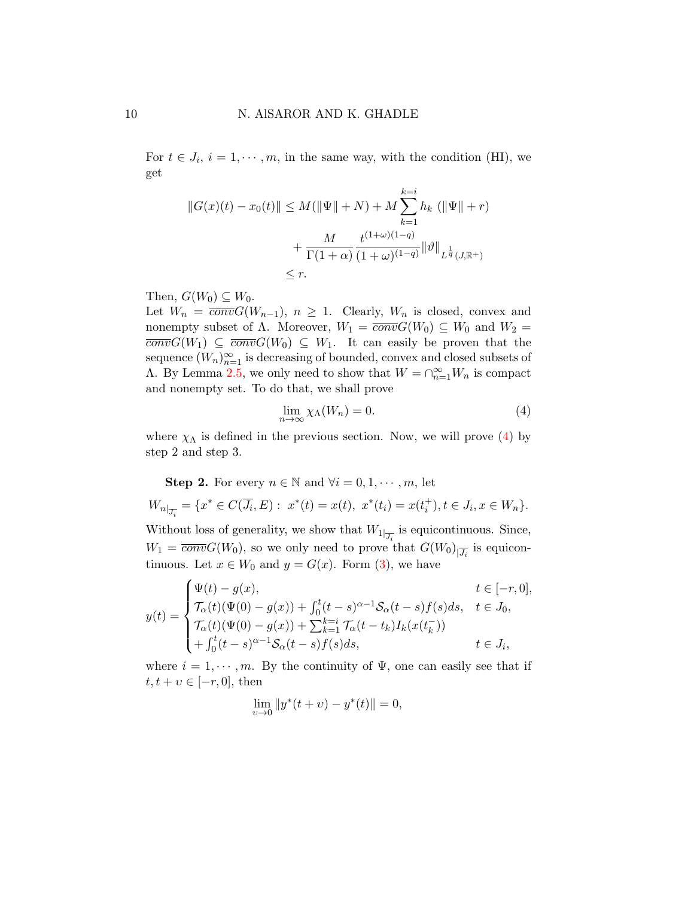For $t \in J_i$, $i = 1, \cdots, m$, in the same way, with the condition (HI), we get

$$
\begin{aligned}
\|G(x)(t) - x_0(t)\| &\leq M(\|\Psi\| + N) + M \sum_{k=1}^{k=i} h_k \ (\|\Psi\| + r) \\
&\quad + \frac{M}{\Gamma(1+\alpha)} \frac{t^{(1+\omega)(1-q)}}{(1+\omega)^{(1-q)}} \|\vartheta\|_{L^{\frac{1}{q}}(J,\mathbb{R}^+)} \\
&\leq r.
\end{aligned}
$$

Then, $G(W_0) \subseteq W_0$.

Let $W_n = \overline{conv} G(W_{n-1})$, $n \geq 1$. Clearly, $W_n$ is closed, convex and nonempty subset of $\Lambda$. Moreover, $W_1 = \overline{conv} G(W_0) \subseteq W_0$ and $W_2 = \overline{conv} G(W_1) \subseteq \overline{conv} G(W_0) \subseteq W_1$. It can easily be proven that the sequence $(W_n)_{n=1}^{\infty}$ is decreasing of bounded, convex and closed subsets of $\Lambda$. By Lemma 2.5, we only need to show that $W = \cap_{n=1}^{\infty} W_n$ is compact and nonempty set. To do that, we shall prove

$$
\lim_{n\to\infty} \chi_\Lambda(W_n) = 0. \tag{4}
$$

where $\chi_\Lambda$ is defined in the previous section. Now, we will prove (4) by step 2 and step 3.

**Step 2.** For every $n \in \mathbb{N}$ and $\forall i = 0, 1, \cdots, m$, let

$$
W_{n|_{\overline{J_i}}} = \{x^* \in C(\overline{J_i}, E) : \ x^*(t) = x(t), \ x^*(t_i) = x(t_i^+), t \in J_i, x \in W_n\}.
$$

Without loss of generality, we show that $W_{1|_{\overline{J_i}}}$ is equicontinuous. Since, $W_1 = \overline{conv} G(W_0)$, so we only need to prove that $G(W_0)_{|\overline{J_i}}$ is equicontinuous. Let $x \in W_0$ and $y = G(x)$. Form (3), we have

$$
y(t) = \begin{cases}
\Psi(t) - g(x), & t \in [-r, 0], \\
\mathcal{T}_\alpha(t)(\Psi(0) - g(x)) + \int_0^t (t-s)^{\alpha-1} \mathcal{S}_\alpha(t-s) f(s) ds, & t \in J_0, \\
\mathcal{T}_\alpha(t)(\Psi(0) - g(x)) + \sum_{k=1}^{k=i} \mathcal{T}_\alpha(t - t_k) I_k(x(t_k^-)) & \\
+ \int_0^t (t-s)^{\alpha-1} \mathcal{S}_\alpha(t-s) f(s) ds, & t \in J_i,
\end{cases}
$$

where $i = 1, \cdots, m$. By the continuity of $\Psi$, one can easily see that if $t, t + \upsilon \in [-r, 0]$, then

$$
\lim_{\upsilon \to 0} \|y^*(t + \upsilon) - y^*(t)\| = 0,
$$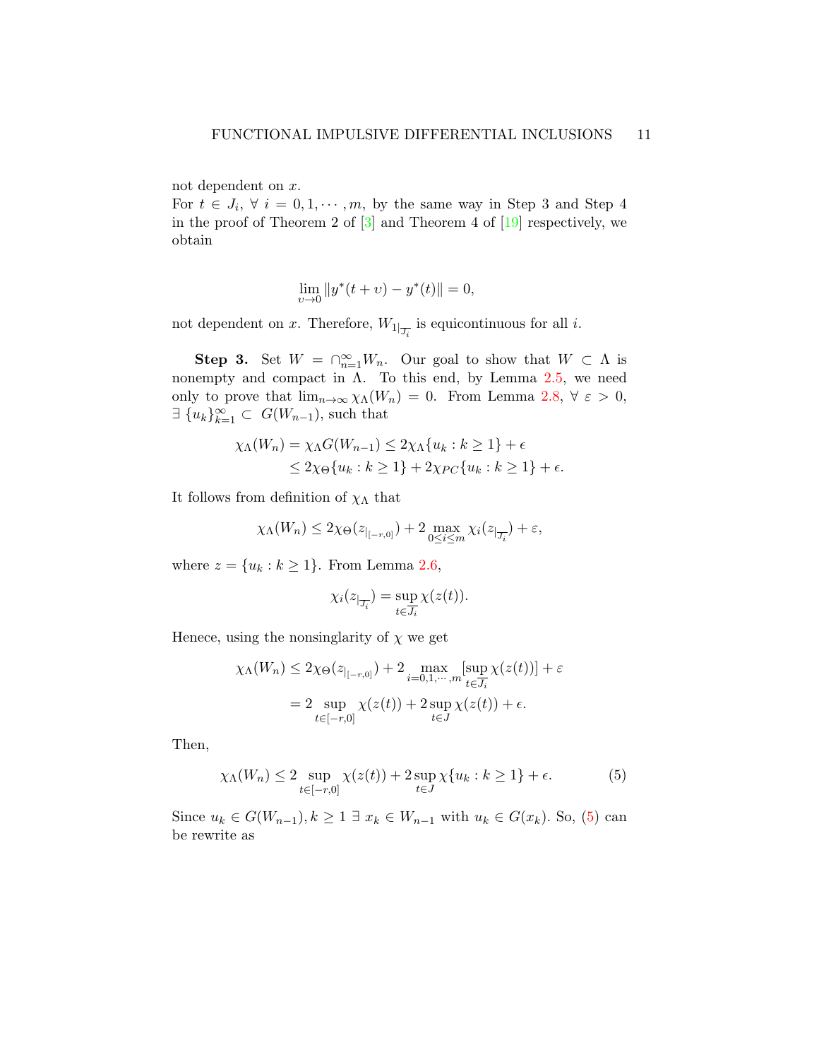not dependent on $x$.
For $t \in J_i$, $\forall\ i = 0, 1, \cdots, m$, by the same way in Step 3 and Step 4 in the proof of Theorem 2 of [3] and Theorem 4 of [19] respectively, we obtain

$$\lim_{\upsilon \to 0} \|y^*(t+\upsilon) - y^*(t)\| = 0,$$

not dependent on $x$. Therefore, $W_{1|_{\overline{J_i}}}$ is equicontinuous for all $i$.

**Step 3.** Set $W = \cap_{n=1}^{\infty} W_n$. Our goal to show that $W \subset \Lambda$ is nonempty and compact in $\Lambda$. To this end, by Lemma 2.5, we need only to prove that $\lim_{n\to\infty} \chi_\Lambda(W_n) = 0$. From Lemma 2.8, $\forall\ \varepsilon > 0$, $\exists\ \{u_k\}_{k=1}^{\infty} \subset\ G(W_{n-1})$, such that

$$\begin{aligned}\chi_\Lambda(W_n) = \chi_\Lambda G(W_{n-1}) &\le 2\chi_\Lambda\{u_k : k \ge 1\} + \epsilon\\ &\le 2\chi_\Theta\{u_k : k \ge 1\} + 2\chi_{PC}\{u_k : k \ge 1\} + \epsilon.\end{aligned}$$

It follows from definition of $\chi_\Lambda$ that

$$\chi_\Lambda(W_n) \le 2\chi_\Theta(z_{|_{[-r,0]}}) + 2 \max_{0\le i\le m} \chi_i(z_{|_{\overline{J_i}}}) + \varepsilon,$$

where $z = \{u_k : k \ge 1\}$. From Lemma 2.6,

$$\chi_i(z_{|_{\overline{J_i}}}) = \sup_{t\in\overline{J_i}} \chi(z(t)).$$

Henece, using the nonsinglarity of $\chi$ we get

$$\begin{aligned}\chi_\Lambda(W_n) &\le 2\chi_\Theta(z_{|_{[-r,0]}}) + 2 \max_{i=0,1,\cdots,m} [\sup_{t\in\overline{J_i}} \chi(z(t))] + \varepsilon\\ &= 2 \sup_{t\in[-r,0]} \chi(z(t)) + 2 \sup_{t\in J} \chi(z(t)) + \epsilon.\end{aligned}$$

Then,

$$\chi_\Lambda(W_n) \le 2 \sup_{t\in[-r,0]} \chi(z(t)) + 2 \sup_{t\in J} \chi\{u_k : k \ge 1\} + \epsilon. \tag{5}$$

Since $u_k \in G(W_{n-1}), k \ge 1\ \exists\ x_k \in W_{n-1}$ with $u_k \in G(x_k)$. So, (5) can be rewrite as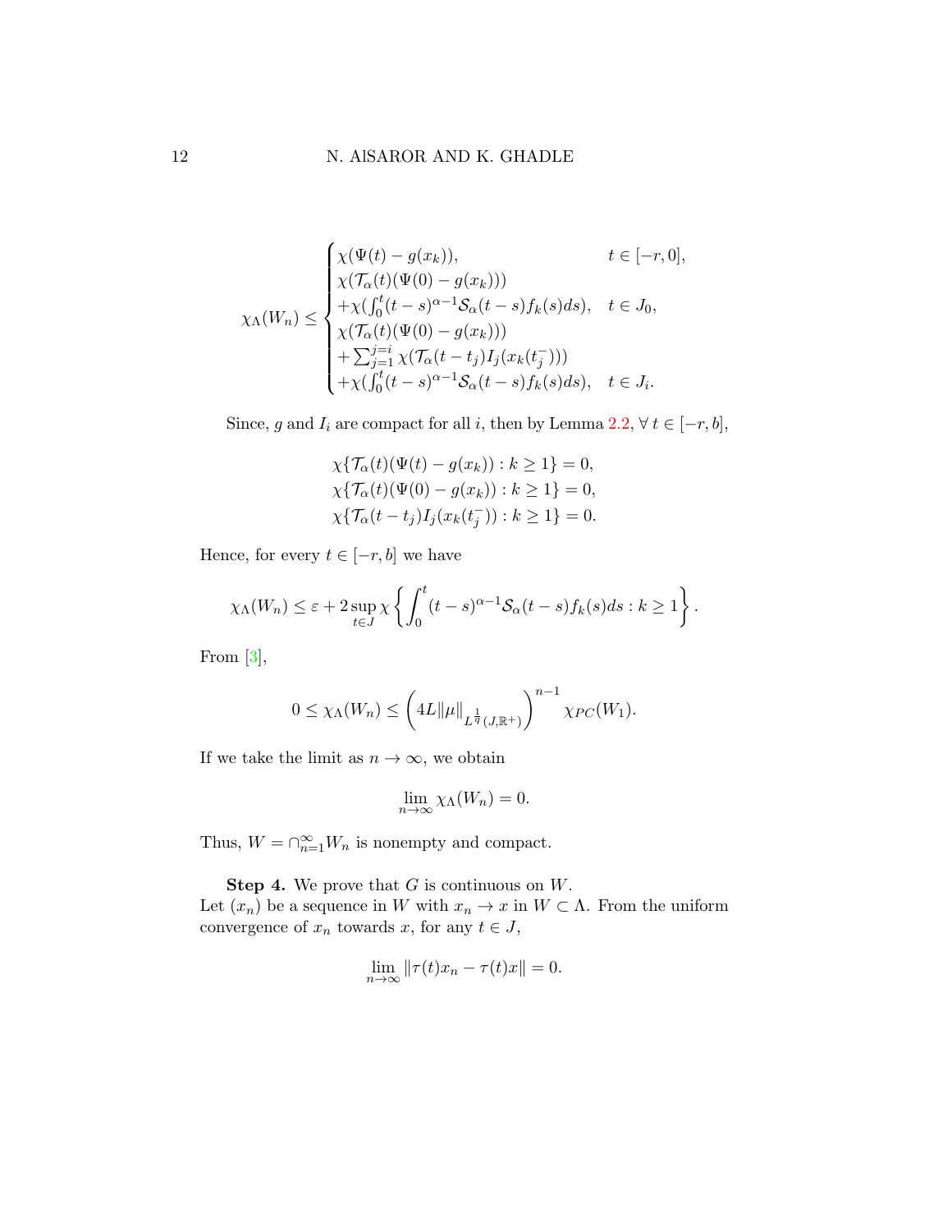$$
\chi_\Lambda(W_n) \leq \begin{cases} \chi(\Psi(t) - g(x_k)), & t \in [-r, 0], \\ \chi(\mathcal{T}_\alpha(t)(\Psi(0) - g(x_k))) \\ +\chi(\int_0^t (t-s)^{\alpha-1} \mathcal{S}_\alpha(t-s) f_k(s) ds), & t \in J_0, \\ \chi(\mathcal{T}_\alpha(t)(\Psi(0) - g(x_k))) \\ +\sum_{j=1}^{j=i} \chi(\mathcal{T}_\alpha(t-t_j) I_j(x_k(t_j^-))) \\ +\chi(\int_0^t (t-s)^{\alpha-1} \mathcal{S}_\alpha(t-s) f_k(s) ds), & t \in J_i. \end{cases}
$$

Since, $g$ and $I_i$ are compact for all $i$, then by Lemma 2.2, $\forall\, t \in [-r, b]$,

$$
\chi\{\mathcal{T}_\alpha(t)(\Psi(t) - g(x_k)) : k \geq 1\} = 0,
$$
$$
\chi\{\mathcal{T}_\alpha(t)(\Psi(0) - g(x_k)) : k \geq 1\} = 0,
$$
$$
\chi\{\mathcal{T}_\alpha(t-t_j) I_j(x_k(t_j^-)) : k \geq 1\} = 0.
$$

Hence, for every $t \in [-r, b]$ we have

$$
\chi_\Lambda(W_n) \leq \varepsilon + 2 \sup_{t \in J} \chi \left\{ \int_0^t (t-s)^{\alpha-1} \mathcal{S}_\alpha(t-s) f_k(s) ds : k \geq 1 \right\}.
$$

From [3],

$$
0 \leq \chi_\Lambda(W_n) \leq \left( 4L \|\mu\|_{L^{\frac{1}{q}}(J, \mathbb{R}^+)} \right)^{n-1} \chi_{PC}(W_1).
$$

If we take the limit as $n \to \infty$, we obtain

$$
\lim_{n \to \infty} \chi_\Lambda(W_n) = 0.
$$

Thus, $W = \cap_{n=1}^{\infty} W_n$ is nonempty and compact.

**Step 4.** We prove that $G$ is continuous on $W$.
Let $(x_n)$ be a sequence in $W$ with $x_n \to x$ in $W \subset \Lambda$. From the uniform convergence of $x_n$ towards $x$, for any $t \in J$,

$$
\lim_{n \to \infty} \|\tau(t) x_n - \tau(t) x\| = 0.
$$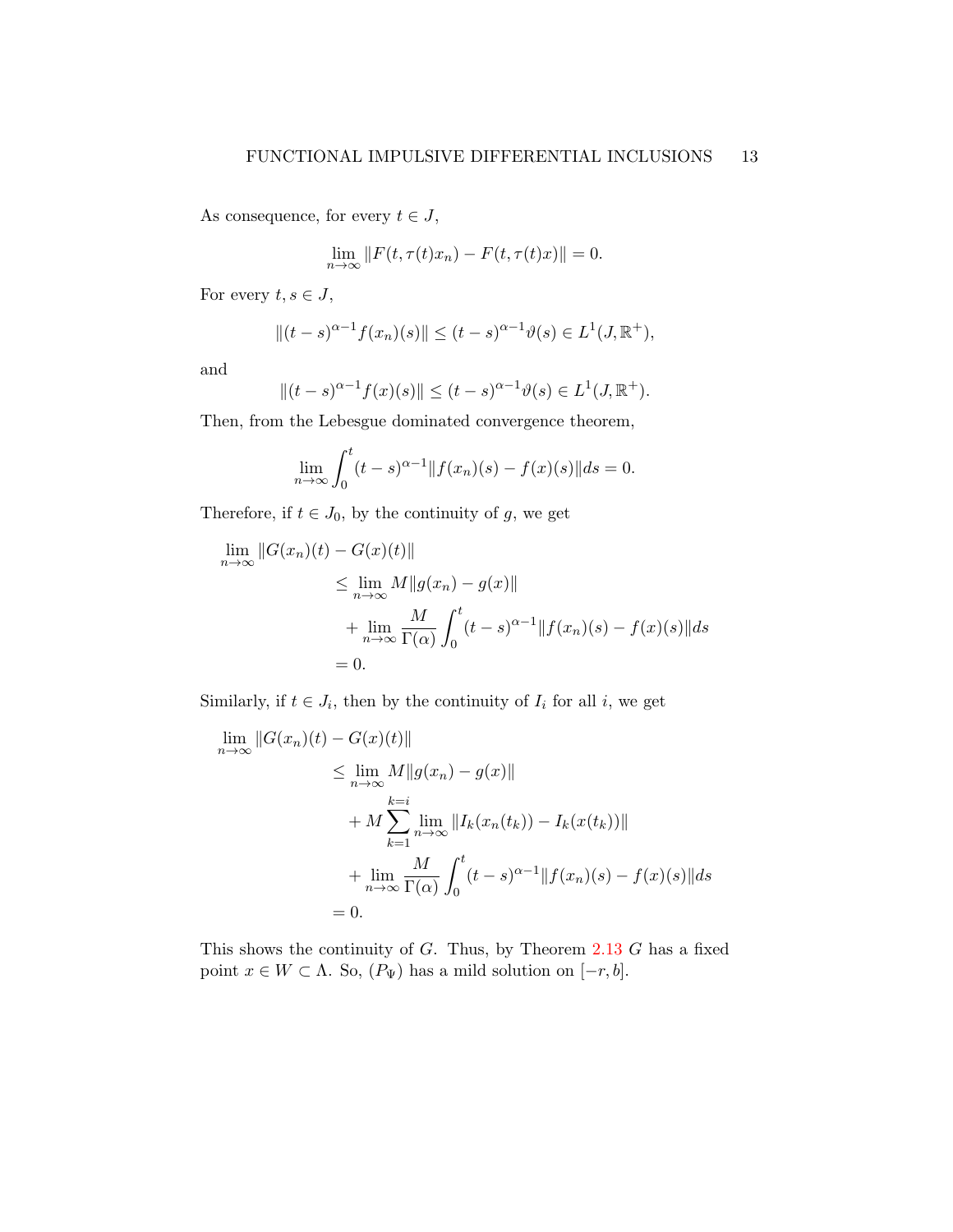As consequence, for every $t \in J$,

$$\lim_{n\to\infty} \|F(t, \tau(t)x_n) - F(t, \tau(t)x)\| = 0.$$

For every $t, s \in J$,

$$\|(t-s)^{\alpha-1} f(x_n)(s)\| \leq (t-s)^{\alpha-1}\vartheta(s) \in L^1(J, \mathbb{R}^+),$$

and

$$\|(t-s)^{\alpha-1} f(x)(s)\| \leq (t-s)^{\alpha-1}\vartheta(s) \in L^1(J, \mathbb{R}^+).$$

Then, from the Lebesgue dominated convergence theorem,

$$\lim_{n\to\infty} \int_0^t (t-s)^{\alpha-1} \|f(x_n)(s) - f(x)(s)\| ds = 0.$$

Therefore, if $t \in J_0$, by the continuity of $g$, we get

$$\begin{aligned}
\lim_{n\to\infty} &\|G(x_n)(t) - G(x)(t)\| \\
&\leq \lim_{n\to\infty} M\|g(x_n) - g(x)\| \\
&\quad + \lim_{n\to\infty} \frac{M}{\Gamma(\alpha)} \int_0^t (t-s)^{\alpha-1} \|f(x_n)(s) - f(x)(s)\| ds \\
&= 0.
\end{aligned}$$

Similarly, if $t \in J_i$, then by the continuity of $I_i$ for all $i$, we get

$$\begin{aligned}
\lim_{n\to\infty} &\|G(x_n)(t) - G(x)(t)\| \\
&\leq \lim_{n\to\infty} M\|g(x_n) - g(x)\| \\
&\quad + M \sum_{k=1}^{k=i} \lim_{n\to\infty} \|I_k(x_n(t_k)) - I_k(x(t_k))\| \\
&\quad + \lim_{n\to\infty} \frac{M}{\Gamma(\alpha)} \int_0^t (t-s)^{\alpha-1} \|f(x_n)(s) - f(x)(s)\| ds \\
&= 0.
\end{aligned}$$

This shows the continuity of $G$. Thus, by Theorem 2.13 $G$ has a fixed point $x \in W \subset \Lambda$. So, $(P_\Psi)$ has a mild solution on $[-r, b]$.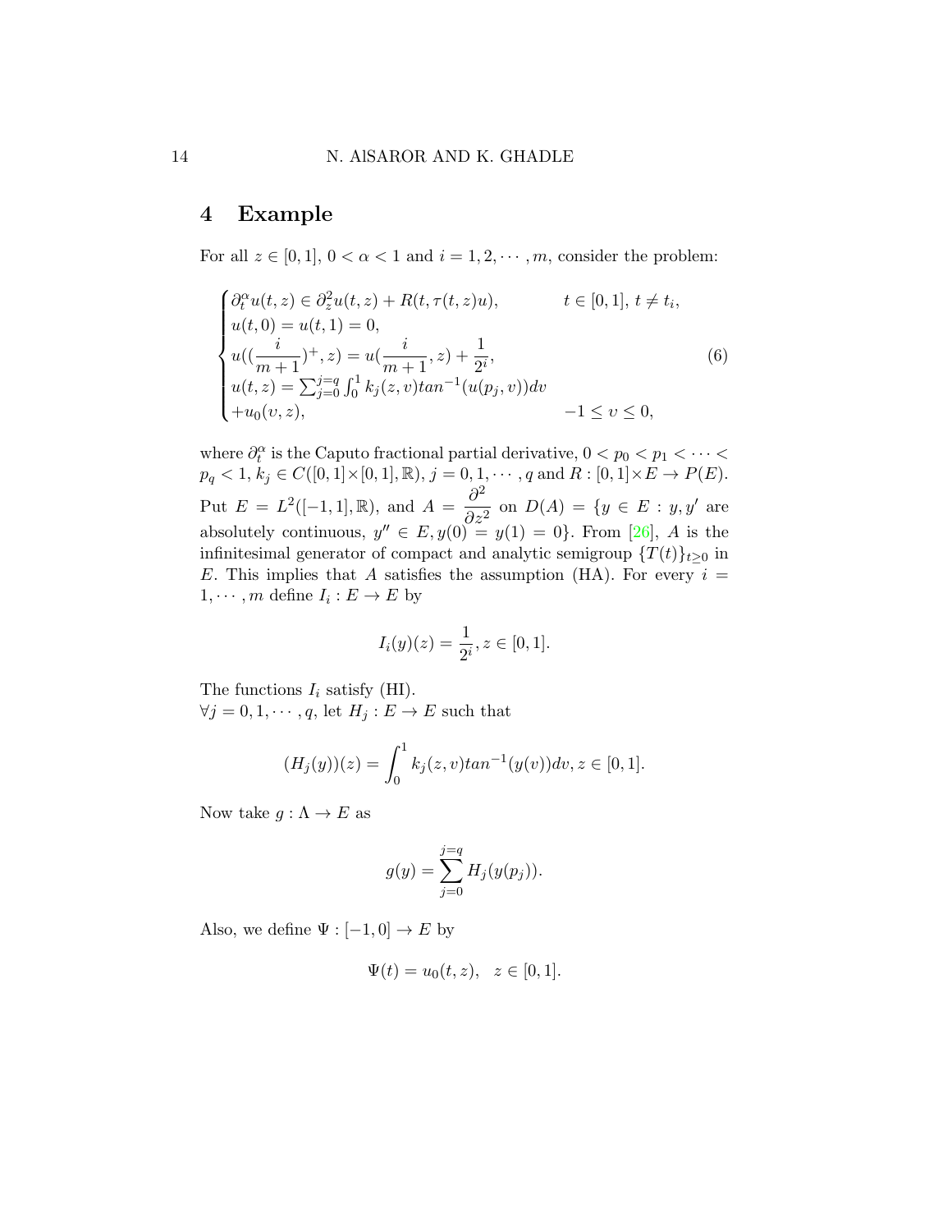## 4 Example

For all $z \in [0,1]$, $0 < \alpha < 1$ and $i = 1, 2, \cdots, m$, consider the problem:

$$
\begin{cases}
\partial_t^{\alpha} u(t,z) \in \partial_z^2 u(t,z) + R(t, \tau(t,z)u), & t \in [0,1],\ t \neq t_i, \\
u(t,0) = u(t,1) = 0, & \\
u((\dfrac{i}{m+1})^{+}, z) = u(\dfrac{i}{m+1}, z) + \dfrac{1}{2^i}, & \\
u(t,z) = \sum_{j=0}^{j=q} \int_0^1 k_j(z,v) tan^{-1}(u(p_j, v)) dv & \\
+ u_0(\upsilon, z), & -1 \leq \upsilon \leq 0,
\end{cases} \tag{6}
$$

where $\partial_t^{\alpha}$ is the Caputo fractional partial derivative, $0 < p_0 < p_1 < \cdots < p_q < 1$, $k_j \in C([0,1] \times [0,1], \mathbb{R})$, $j = 0, 1, \cdots, q$ and $R : [0,1] \times E \to P(E)$. Put $E = L^2([-1,1], \mathbb{R})$, and $A = \dfrac{\partial^2}{\partial z^2}$ on $D(A) = \{y \in E : y, y'$ are absolutely continuous, $y'' \in E, y(0) = y(1) = 0\}$. From [26], $A$ is the infinitesimal generator of compact and analytic semigroup $\{T(t)\}_{t \geq 0}$ in $E$. This implies that $A$ satisfies the assumption (HA). For every $i = 1, \cdots, m$ define $I_i : E \to E$ by

$$
I_i(y)(z) = \frac{1}{2^i}, z \in [0,1].
$$

The functions $I_i$ satisfy (HI).
$\forall j = 0, 1, \cdots, q$, let $H_j : E \to E$ such that

$$
(H_j(y))(z) = \int_0^1 k_j(z,v) tan^{-1}(y(v)) dv, z \in [0,1].
$$

Now take $g : \Lambda \to E$ as

$$
g(y) = \sum_{j=0}^{j=q} H_j(y(p_j)).
$$

Also, we define $\Psi : [-1, 0] \to E$ by

$$
\Psi(t) = u_0(t,z), \quad z \in [0,1].
$$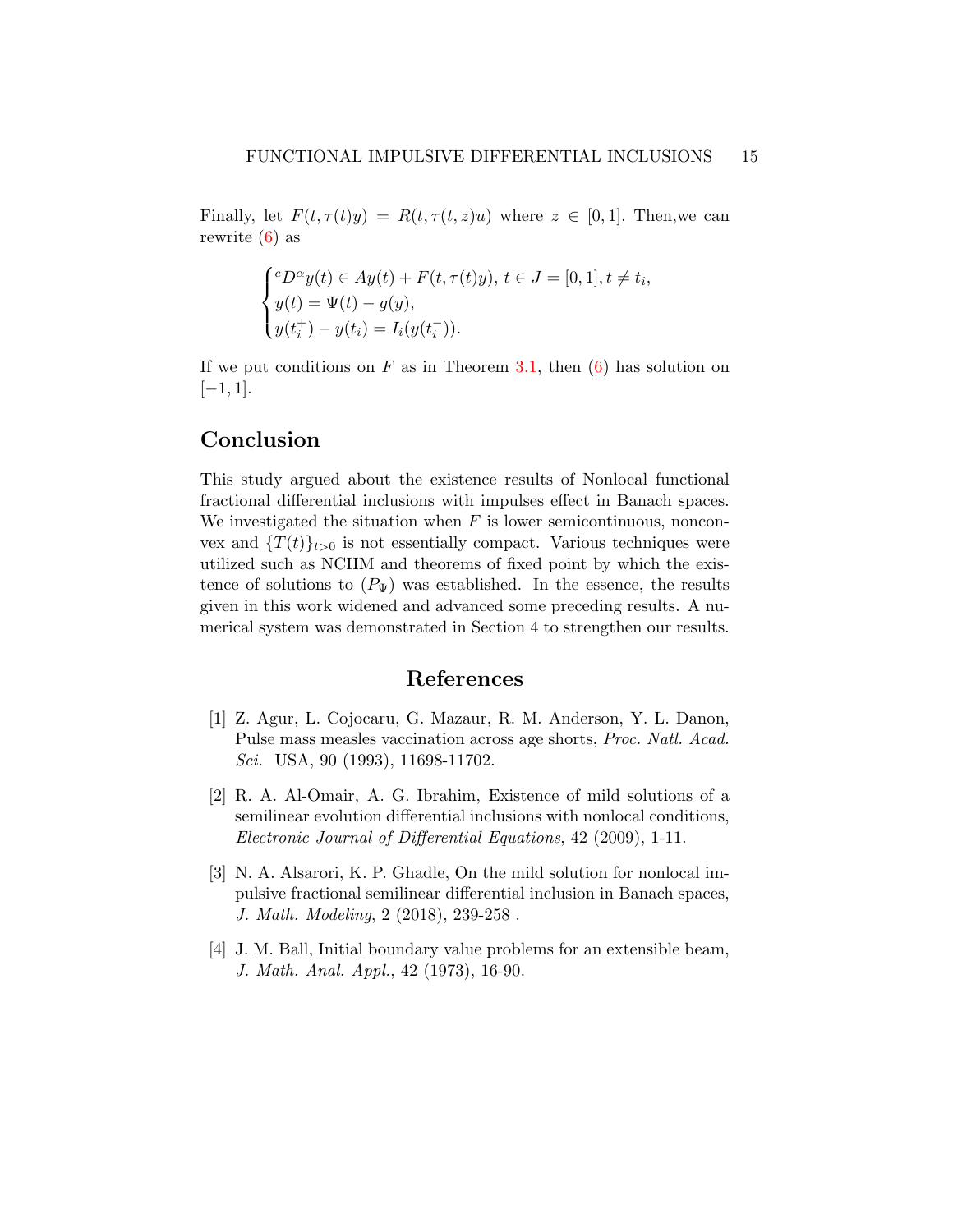Finally, let $F(t, \tau(t)y) = R(t, \tau(t,z)u)$ where $z \in [0,1]$. Then,we can rewrite (6) as

$$
\begin{cases}
{}^{c}D^{\alpha}y(t) \in Ay(t) + F(t, \tau(t)y),\, t \in J = [0,1], t \neq t_i, \\
y(t) = \Psi(t) - g(y), \\
y(t_i^{+}) - y(t_i) = I_i(y(t_i^{-})).
\end{cases}
$$

If we put conditions on $F$ as in Theorem 3.1, then (6) has solution on $[-1, 1]$.

## Conclusion

This study argued about the existence results of Nonlocal functional fractional differential inclusions with impulses effect in Banach spaces. We investigated the situation when $F$ is lower semicontinuous, nonconvex and $\{T(t)\}_{t>0}$ is not essentially compact. Various techniques were utilized such as NCHM and theorems of fixed point by which the existence of solutions to $(P_{\Psi})$ was established. In the essence, the results given in this work widened and advanced some preceding results. A numerical system was demonstrated in Section 4 to strengthen our results.

## References

[1] Z. Agur, L. Cojocaru, G. Mazaur, R. M. Anderson, Y. L. Danon, Pulse mass measles vaccination across age shorts, *Proc. Natl. Acad. Sci.* USA, 90 (1993), 11698-11702.

[2] R. A. Al-Omair, A. G. Ibrahim, Existence of mild solutions of a semilinear evolution differential inclusions with nonlocal conditions, *Electronic Journal of Differential Equations*, 42 (2009), 1-11.

[3] N. A. Alsarori, K. P. Ghadle, On the mild solution for nonlocal impulsive fractional semilinear differential inclusion in Banach spaces, *J. Math. Modeling*, 2 (2018), 239-258 .

[4] J. M. Ball, Initial boundary value problems for an extensible beam, *J. Math. Anal. Appl.*, 42 (1973), 16-90.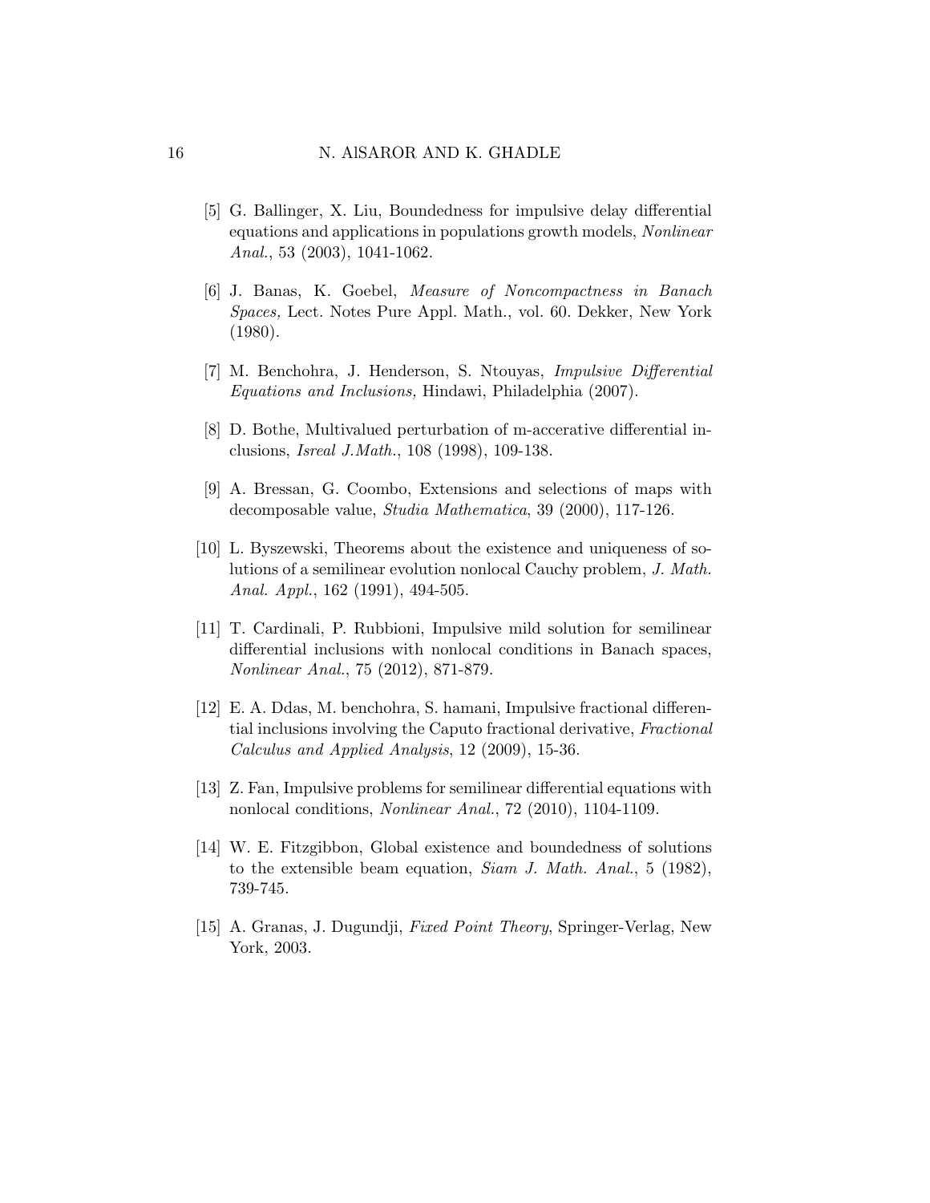[5] G. Ballinger, X. Liu, Boundedness for impulsive delay differential equations and applications in populations growth models, *Nonlinear Anal.*, 53 (2003), 1041-1062.

[6] J. Banas, K. Goebel, *Measure of Noncompactness in Banach Spaces,* Lect. Notes Pure Appl. Math., vol. 60. Dekker, New York (1980).

[7] M. Benchohra, J. Henderson, S. Ntouyas, *Impulsive Differential Equations and Inclusions,* Hindawi, Philadelphia (2007).

[8] D. Bothe, Multivalued perturbation of m-accerative differential inclusions, *Isreal J.Math.*, 108 (1998), 109-138.

[9] A. Bressan, G. Coombo, Extensions and selections of maps with decomposable value, *Studia Mathematica*, 39 (2000), 117-126.

[10] L. Byszewski, Theorems about the existence and uniqueness of solutions of a semilinear evolution nonlocal Cauchy problem, *J. Math. Anal. Appl.*, 162 (1991), 494-505.

[11] T. Cardinali, P. Rubbioni, Impulsive mild solution for semilinear differential inclusions with nonlocal conditions in Banach spaces, *Nonlinear Anal.*, 75 (2012), 871-879.

[12] E. A. Ddas, M. benchohra, S. hamani, Impulsive fractional differential inclusions involving the Caputo fractional derivative, *Fractional Calculus and Applied Analysis*, 12 (2009), 15-36.

[13] Z. Fan, Impulsive problems for semilinear differential equations with nonlocal conditions, *Nonlinear Anal.*, 72 (2010), 1104-1109.

[14] W. E. Fitzgibbon, Global existence and boundedness of solutions to the extensible beam equation, *Siam J. Math. Anal.*, 5 (1982), 739-745.

[15] A. Granas, J. Dugundji, *Fixed Point Theory,* Springer-Verlag, New York, 2003.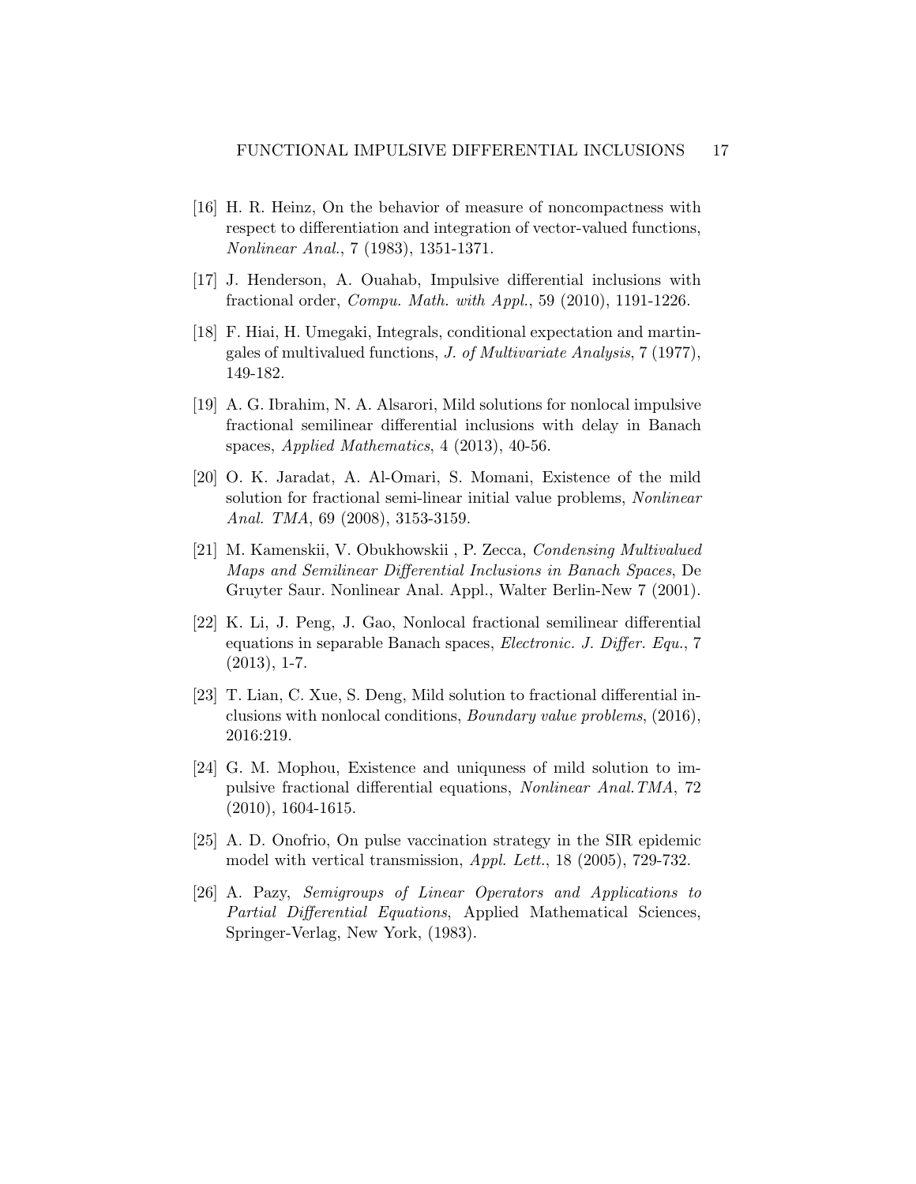[16] H. R. Heinz, On the behavior of measure of noncompactness with respect to differentiation and integration of vector-valued functions, *Nonlinear Anal.*, 7 (1983), 1351-1371.

[17] J. Henderson, A. Ouahab, Impulsive differential inclusions with fractional order, *Compu. Math. with Appl.*, 59 (2010), 1191-1226.

[18] F. Hiai, H. Umegaki, Integrals, conditional expectation and martingales of multivalued functions, *J. of Multivariate Analysis*, 7 (1977), 149-182.

[19] A. G. Ibrahim, N. A. Alsarori, Mild solutions for nonlocal impulsive fractional semilinear differential inclusions with delay in Banach spaces, *Applied Mathematics*, 4 (2013), 40-56.

[20] O. K. Jaradat, A. Al-Omari, S. Momani, Existence of the mild solution for fractional semi-linear initial value problems, *Nonlinear Anal. TMA*, 69 (2008), 3153-3159.

[21] M. Kamenskii, V. Obukhowskii , P. Zecca, *Condensing Multivalued Maps and Semilinear Differential Inclusions in Banach Spaces*, De Gruyter Saur. Nonlinear Anal. Appl., Walter Berlin-New 7 (2001).

[22] K. Li, J. Peng, J. Gao, Nonlocal fractional semilinear differential equations in separable Banach spaces, *Electronic. J. Differ. Equ.*, 7 (2013), 1-7.

[23] T. Lian, C. Xue, S. Deng, Mild solution to fractional differential inclusions with nonlocal conditions, *Boundary value problems*, (2016), 2016:219.

[24] G. M. Mophou, Existence and uniquness of mild solution to impulsive fractional differential equations, *Nonlinear Anal.TMA*, 72 (2010), 1604-1615.

[25] A. D. Onofrio, On pulse vaccination strategy in the SIR epidemic model with vertical transmission, *Appl. Lett.*, 18 (2005), 729-732.

[26] A. Pazy, *Semigroups of Linear Operators and Applications to Partial Differential Equations*, Applied Mathematical Sciences, Springer-Verlag, New York, (1983).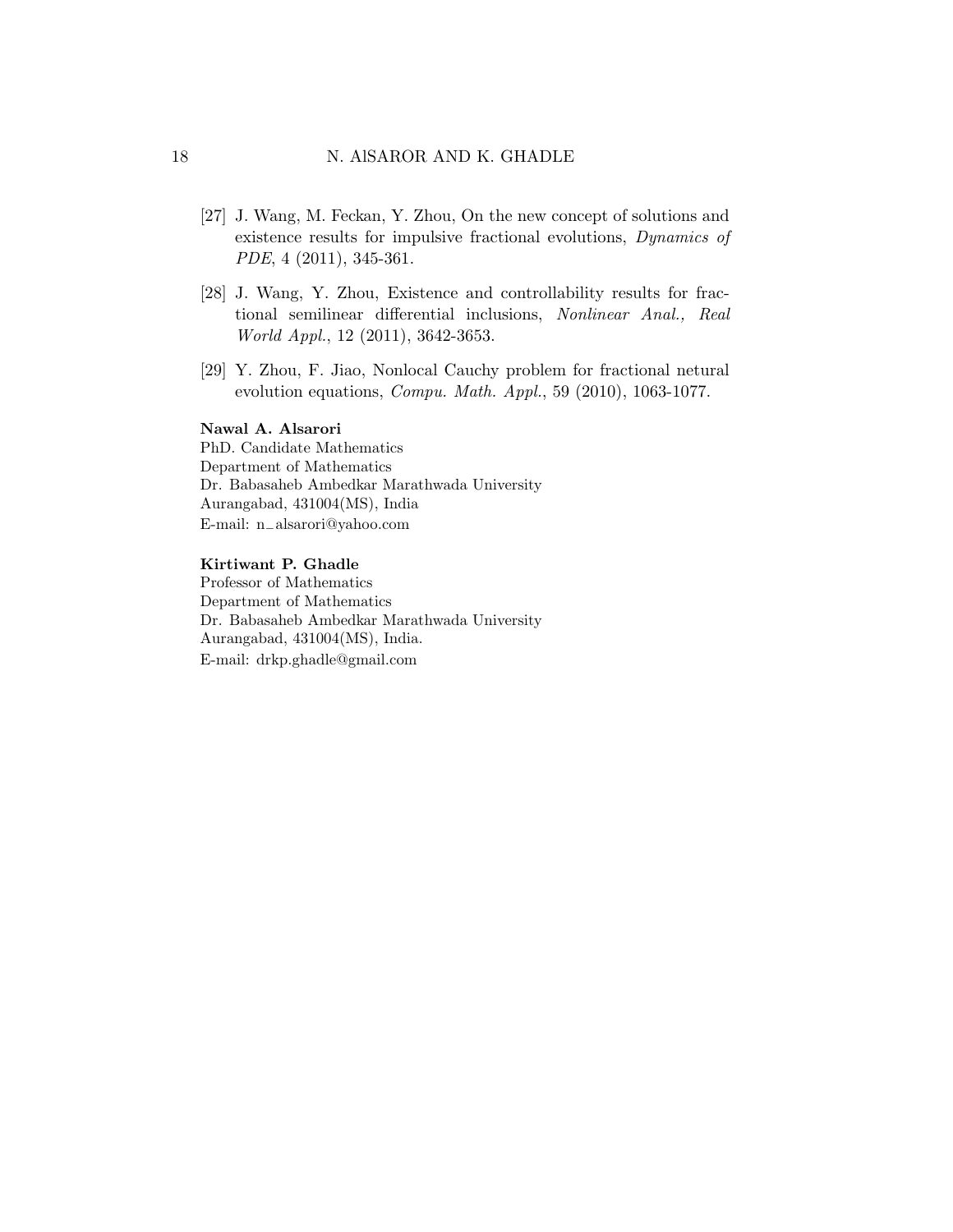[27] J. Wang, M. Feckan, Y. Zhou, On the new concept of solutions and existence results for impulsive fractional evolutions, *Dynamics of PDE*, 4 (2011), 345-361.

[28] J. Wang, Y. Zhou, Existence and controllability results for fractional semilinear differential inclusions, *Nonlinear Anal., Real World Appl.*, 12 (2011), 3642-3653.

[29] Y. Zhou, F. Jiao, Nonlocal Cauchy problem for fractional netural evolution equations, *Compu. Math. Appl.*, 59 (2010), 1063-1077.

**Nawal A. Alsarori**
PhD. Candidate Mathematics
Department of Mathematics
Dr. Babasaheb Ambedkar Marathwada University
Aurangabad, 431004(MS), India
E-mail: n_alsarori@yahoo.com

**Kirtiwant P. Ghadle**
Professor of Mathematics
Department of Mathematics
Dr. Babasaheb Ambedkar Marathwada University
Aurangabad, 431004(MS), India.
E-mail: drkp.ghadle@gmail.com